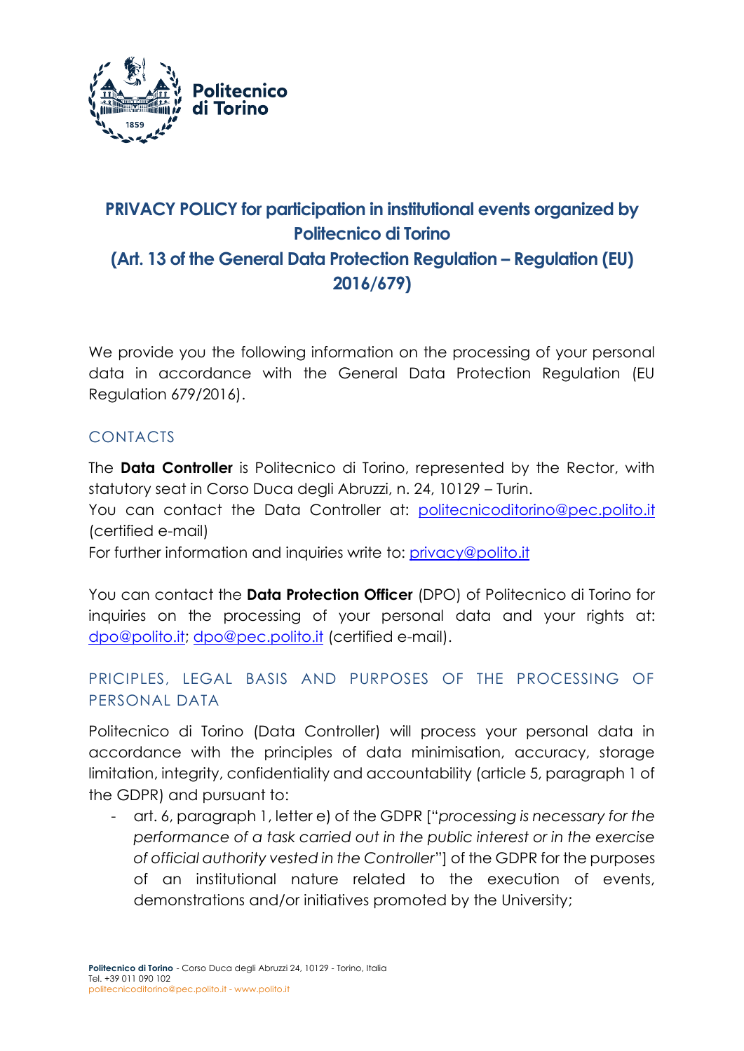# PRIVACY POLICY for participation in institutional events organized by Politecnico di Torino
# (Art. 13 of the General Data Protection Regulation – Regulation (EU) 2016/679)

We provide you the following information on the processing of your personal data in accordance with the General Data Protection Regulation (EU Regulation 679/2016).

## CONTACTS

The **Data Controller** is Politecnico di Torino, represented by the Rector, with statutory seat in Corso Duca degli Abruzzi, n. 24, 10129 – Turin.
You can contact the Data Controller at: politecnicoditorino@pec.polito.it (certified e-mail)
For further information and inquiries write to: privacy@polito.it

You can contact the **Data Protection Officer** (DPO) of Politecnico di Torino for inquiries on the processing of your personal data and your rights at: dpo@polito.it; dpo@pec.polito.it (certified e-mail).

## PRICIPLES, LEGAL BASIS AND PURPOSES OF THE PROCESSING OF PERSONAL DATA

Politecnico di Torino (Data Controller) will process your personal data in accordance with the principles of data minimisation, accuracy, storage limitation, integrity, confidentiality and accountability (article 5, paragraph 1 of the GDPR) and pursuant to:

- art. 6, paragraph 1, letter e) of the GDPR ["*processing is necessary for the performance of a task carried out in the public interest or in the exercise of official authority vested in the Controller*"] of the GDPR for the purposes of an institutional nature related to the execution of events, demonstrations and/or initiatives promoted by the University;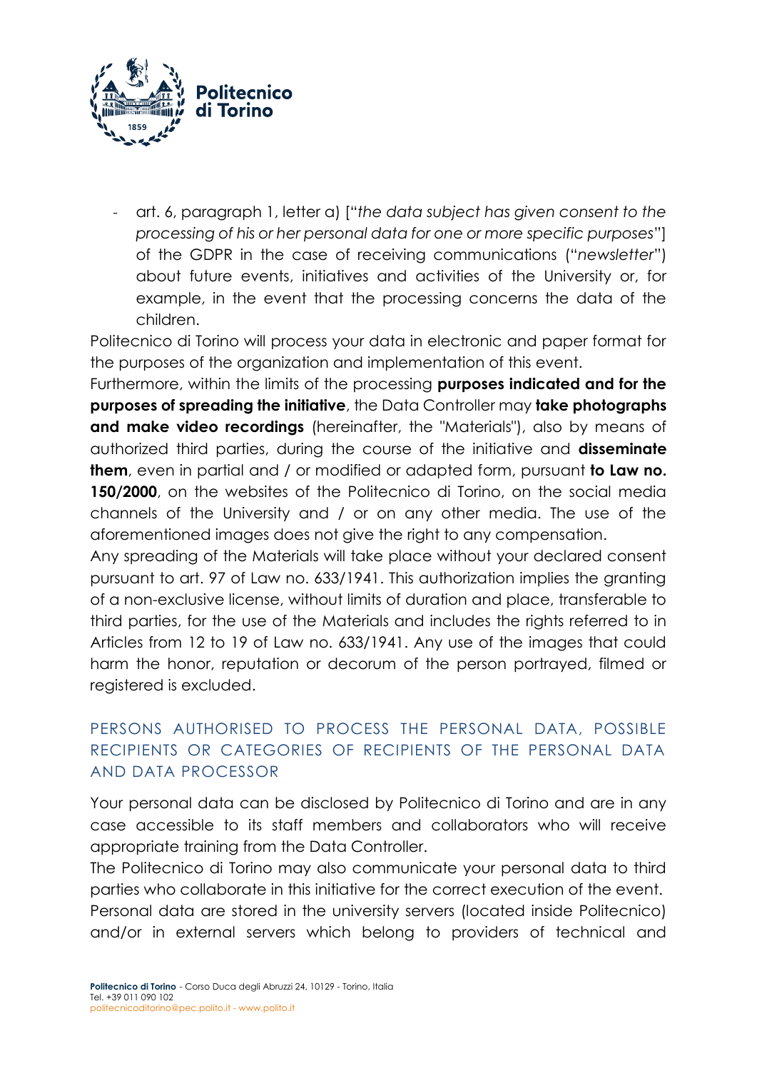- art. 6, paragraph 1, letter a) ["*the data subject has given consent to the processing of his or her personal data for one or more specific purposes*"] of the GDPR in the case of receiving communications ("*newsletter*") about future events, initiatives and activities of the University or, for example, in the event that the processing concerns the data of the children.

Politecnico di Torino will process your data in electronic and paper format for the purposes of the organization and implementation of this event.

Furthermore, within the limits of the processing **purposes indicated and for the purposes of spreading the initiative**, the Data Controller may **take photographs and make video recordings** (hereinafter, the "Materials"), also by means of authorized third parties, during the course of the initiative and **disseminate them**, even in partial and / or modified or adapted form, pursuant **to Law no. 150/2000**, on the websites of the Politecnico di Torino, on the social media channels of the University and / or on any other media. The use of the aforementioned images does not give the right to any compensation.

Any spreading of the Materials will take place without your declared consent pursuant to art. 97 of Law no. 633/1941. This authorization implies the granting of a non-exclusive license, without limits of duration and place, transferable to third parties, for the use of the Materials and includes the rights referred to in Articles from 12 to 19 of Law no. 633/1941. Any use of the images that could harm the honor, reputation or decorum of the person portrayed, filmed or registered is excluded.

## PERSONS AUTHORISED TO PROCESS THE PERSONAL DATA, POSSIBLE RECIPIENTS OR CATEGORIES OF RECIPIENTS OF THE PERSONAL DATA AND DATA PROCESSOR

Your personal data can be disclosed by Politecnico di Torino and are in any case accessible to its staff members and collaborators who will receive appropriate training from the Data Controller.

The Politecnico di Torino may also communicate your personal data to third parties who collaborate in this initiative for the correct execution of the event.

Personal data are stored in the university servers (located inside Politecnico) and/or in external servers which belong to providers of technical and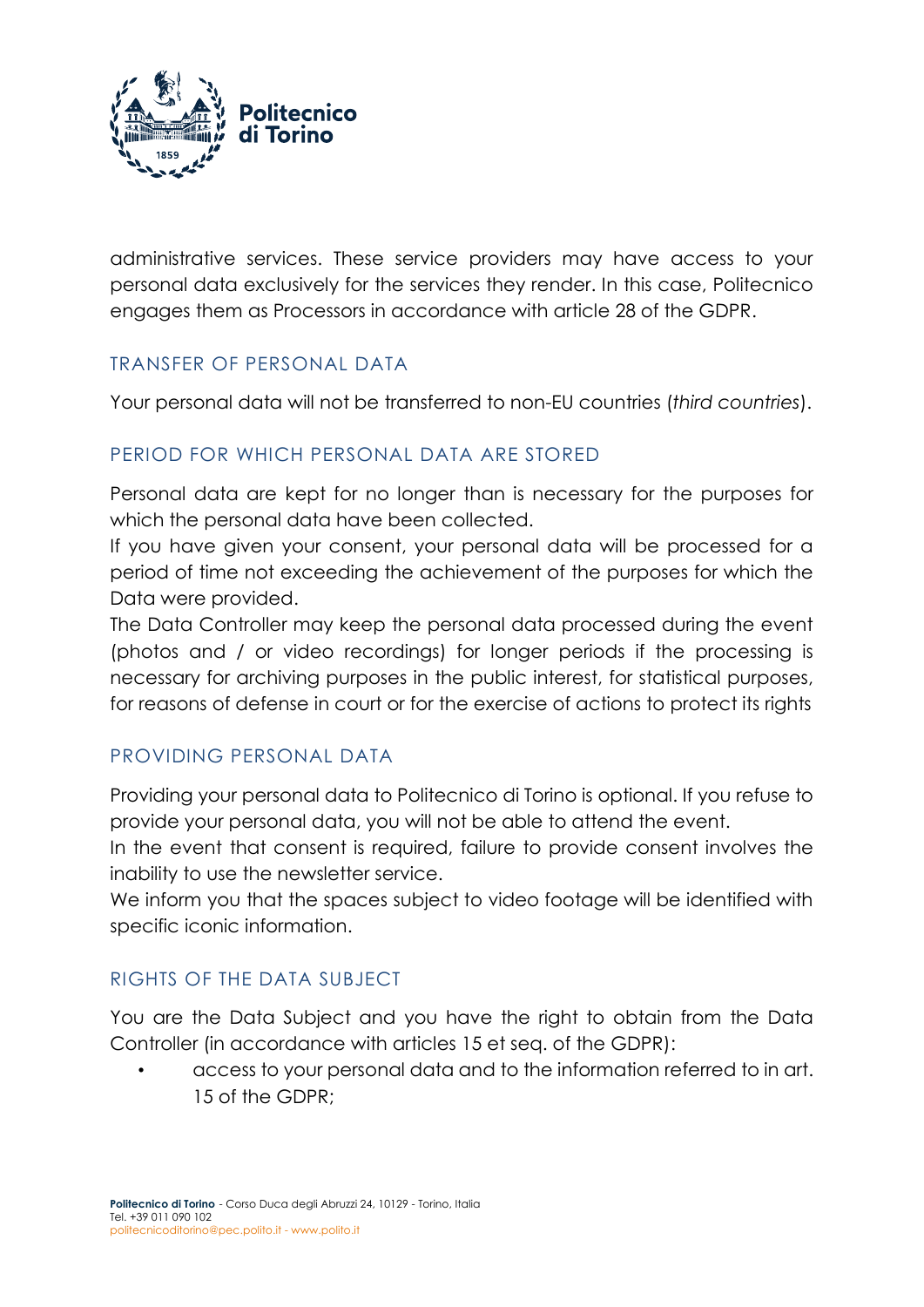administrative services. These service providers may have access to your personal data exclusively for the services they render. In this case, Politecnico engages them as Processors in accordance with article 28 of the GDPR.

## TRANSFER OF PERSONAL DATA

Your personal data will not be transferred to non-EU countries (*third countries*).

## PERIOD FOR WHICH PERSONAL DATA ARE STORED

Personal data are kept for no longer than is necessary for the purposes for which the personal data have been collected.
If you have given your consent, your personal data will be processed for a period of time not exceeding the achievement of the purposes for which the Data were provided.
The Data Controller may keep the personal data processed during the event (photos and / or video recordings) for longer periods if the processing is necessary for archiving purposes in the public interest, for statistical purposes, for reasons of defense in court or for the exercise of actions to protect its rights

## PROVIDING PERSONAL DATA

Providing your personal data to Politecnico di Torino is optional. If you refuse to provide your personal data, you will not be able to attend the event.
In the event that consent is required, failure to provide consent involves the inability to use the newsletter service.
We inform you that the spaces subject to video footage will be identified with specific iconic information.

## RIGHTS OF THE DATA SUBJECT

You are the Data Subject and you have the right to obtain from the Data Controller (in accordance with articles 15 et seq. of the GDPR):

- access to your personal data and to the information referred to in art. 15 of the GDPR;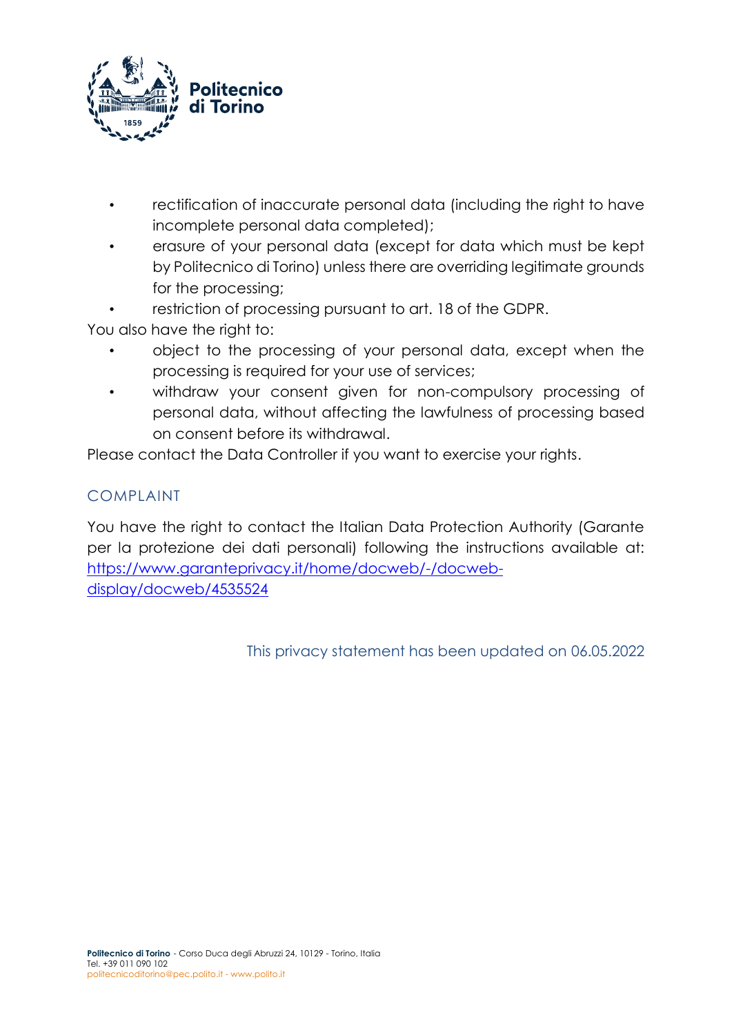- rectification of inaccurate personal data (including the right to have incomplete personal data completed);
- erasure of your personal data (except for data which must be kept by Politecnico di Torino) unless there are overriding legitimate grounds for the processing;
- restriction of processing pursuant to art. 18 of the GDPR.

You also have the right to:

- object to the processing of your personal data, except when the processing is required for your use of services;
- withdraw your consent given for non-compulsory processing of personal data, without affecting the lawfulness of processing based on consent before its withdrawal.

Please contact the Data Controller if you want to exercise your rights.

## COMPLAINT

You have the right to contact the Italian Data Protection Authority (Garante per la protezione dei dati personali) following the instructions available at: [https://www.garanteprivacy.it/home/docweb/-/docweb-display/docweb/4535524](https://www.garanteprivacy.it/home/docweb/-/docweb-display/docweb/4535524)

This privacy statement has been updated on 06.05.2022